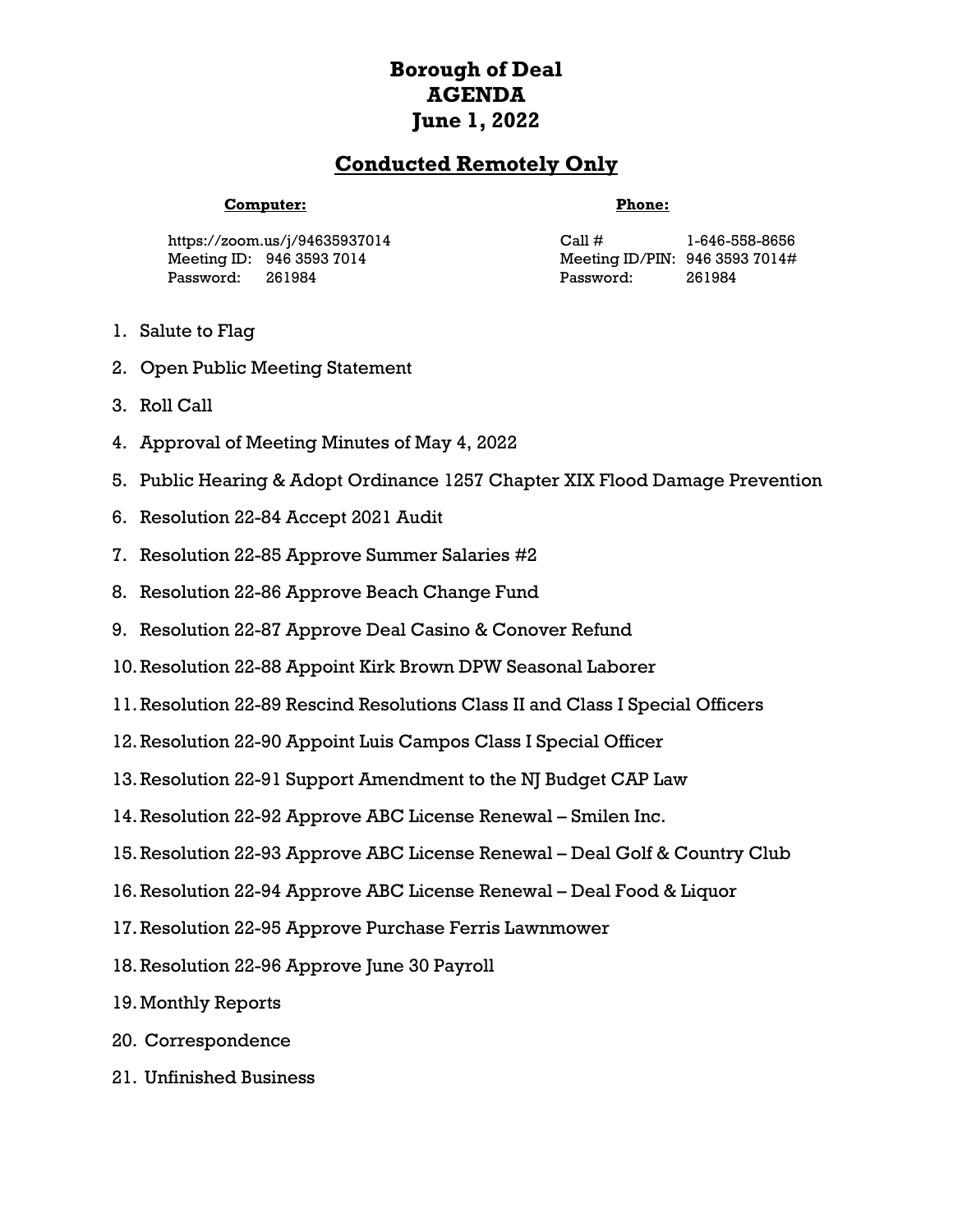# Borough of Deal
# AGENDA
# June 1, 2022

## Conducted Remotely Only

| **Computer:** | | **Phone:** | |
|---|---|---|---|
| https://zoom.us/j/94635937014 | | Call # | 1-646-558-8656 |
| Meeting ID: | 946 3593 7014 | Meeting ID/PIN: | 946 3593 7014# |
| Password: | 261984 | Password: | 261984 |

1. Salute to Flag
2. Open Public Meeting Statement
3. Roll Call
4. Approval of Meeting Minutes of May 4, 2022
5. Public Hearing & Adopt Ordinance 1257 Chapter XIX Flood Damage Prevention
6. Resolution 22-84 Accept 2021 Audit
7. Resolution 22-85 Approve Summer Salaries #2
8. Resolution 22-86 Approve Beach Change Fund
9. Resolution 22-87 Approve Deal Casino & Conover Refund
10. Resolution 22-88 Appoint Kirk Brown DPW Seasonal Laborer
11. Resolution 22-89 Rescind Resolutions Class II and Class I Special Officers
12. Resolution 22-90 Appoint Luis Campos Class I Special Officer
13. Resolution 22-91 Support Amendment to the NJ Budget CAP Law
14. Resolution 22-92 Approve ABC License Renewal – Smilen Inc.
15. Resolution 22-93 Approve ABC License Renewal – Deal Golf & Country Club
16. Resolution 22-94 Approve ABC License Renewal – Deal Food & Liquor
17. Resolution 22-95 Approve Purchase Ferris Lawnmower
18. Resolution 22-96 Approve June 30 Payroll
19. Monthly Reports
20. Correspondence
21. Unfinished Business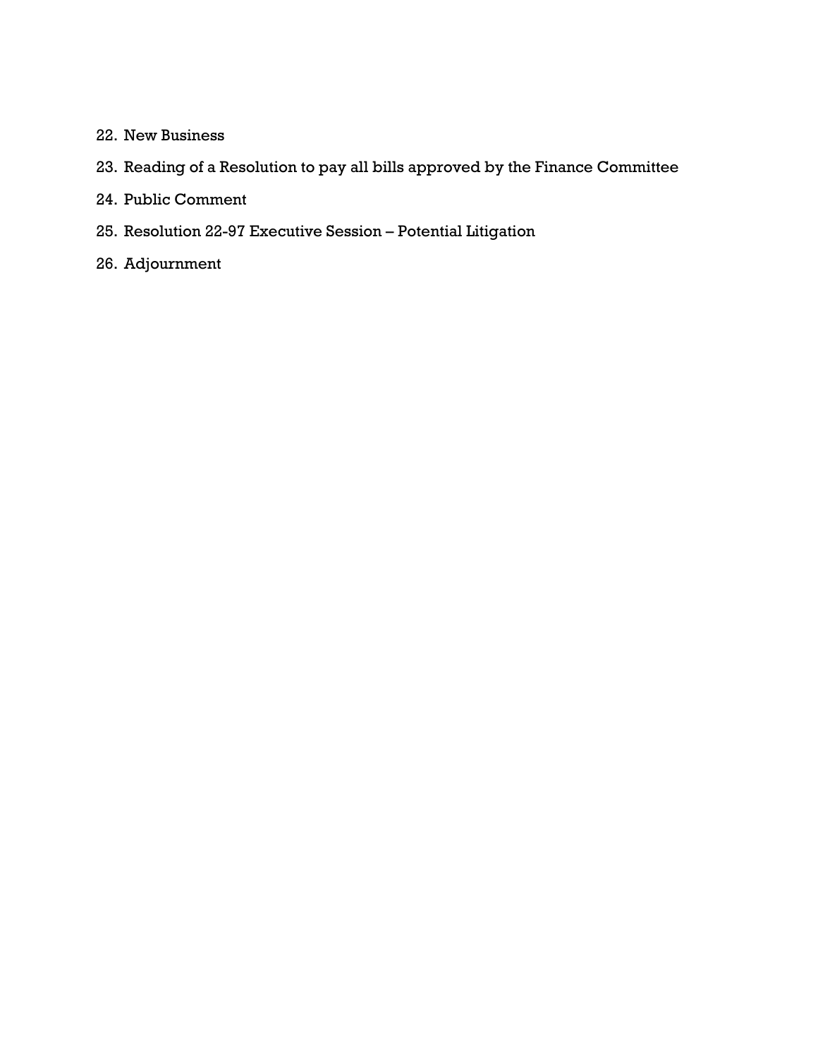22. New Business
23. Reading of a Resolution to pay all bills approved by the Finance Committee
24. Public Comment
25. Resolution 22-97 Executive Session – Potential Litigation
26. Adjournment